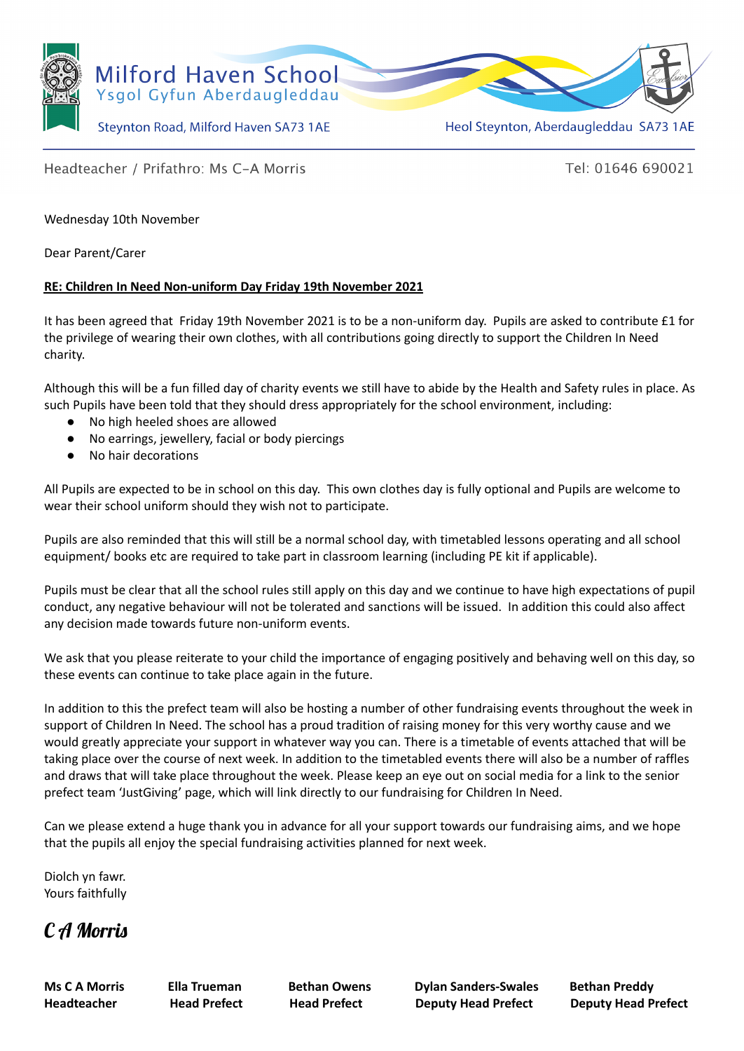# Milford Haven School
Ysgol Gyfun Aberdaugleddau

Steynton Road, Milford Haven SA73 1AE

Heol Steynton, Aberdaugleddau SA73 1AE

Headteacher / Prifathro: Ms C-A Morris

Tel: 01646 690021

Wednesday 10th November

Dear Parent/Carer

**RE: Children In Need Non-uniform Day Friday 19th November 2021**

It has been agreed that Friday 19th November 2021 is to be a non-uniform day. Pupils are asked to contribute £1 for the privilege of wearing their own clothes, with all contributions going directly to support the Children In Need charity.

Although this will be a fun filled day of charity events we still have to abide by the Health and Safety rules in place. As such Pupils have been told that they should dress appropriately for the school environment, including:

- No high heeled shoes are allowed
- No earrings, jewellery, facial or body piercings
- No hair decorations

All Pupils are expected to be in school on this day. This own clothes day is fully optional and Pupils are welcome to wear their school uniform should they wish not to participate.

Pupils are also reminded that this will still be a normal school day, with timetabled lessons operating and all school equipment/ books etc are required to take part in classroom learning (including PE kit if applicable).

Pupils must be clear that all the school rules still apply on this day and we continue to have high expectations of pupil conduct, any negative behaviour will not be tolerated and sanctions will be issued. In addition this could also affect any decision made towards future non-uniform events.

We ask that you please reiterate to your child the importance of engaging positively and behaving well on this day, so these events can continue to take place again in the future.

In addition to this the prefect team will also be hosting a number of other fundraising events throughout the week in support of Children In Need. The school has a proud tradition of raising money for this very worthy cause and we would greatly appreciate your support in whatever way you can. There is a timetable of events attached that will be taking place over the course of next week. In addition to the timetabled events there will also be a number of raffles and draws that will take place throughout the week. Please keep an eye out on social media for a link to the senior prefect team 'JustGiving' page, which will link directly to our fundraising for Children In Need.

Can we please extend a huge thank you in advance for all your support towards our fundraising aims, and we hope that the pupils all enjoy the special fundraising activities planned for next week.

Diolch yn fawr.
Yours faithfully

*C A Morris*

**Ms C A Morris**
**Headteacher**

**Ella Trueman**
**Head Prefect**

**Bethan Owens**
**Head Prefect**

**Dylan Sanders-Swales**
**Deputy Head Prefect**

**Bethan Preddy**
**Deputy Head Prefect**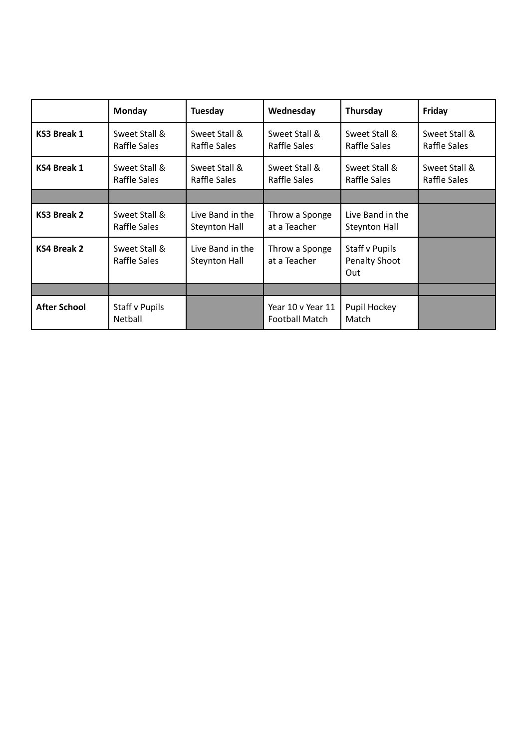| | Monday | Tuesday | Wednesday | Thursday | Friday |
|---|---|---|---|---|---|
| **KS3 Break 1** | Sweet Stall & Raffle Sales | Sweet Stall & Raffle Sales | Sweet Stall & Raffle Sales | Sweet Stall & Raffle Sales | Sweet Stall & Raffle Sales |
| **KS4 Break 1** | Sweet Stall & Raffle Sales | Sweet Stall & Raffle Sales | Sweet Stall & Raffle Sales | Sweet Stall & Raffle Sales | Sweet Stall & Raffle Sales |
| | | | | | |
| **KS3 Break 2** | Sweet Stall & Raffle Sales | Live Band in the Steynton Hall | Throw a Sponge at a Teacher | Live Band in the Steynton Hall | |
| **KS4 Break 2** | Sweet Stall & Raffle Sales | Live Band in the Steynton Hall | Throw a Sponge at a Teacher | Staff v Pupils Penalty Shoot Out | |
| | | | | | |
| **After School** | Staff v Pupils Netball | | Year 10 v Year 11 Football Match | Pupil Hockey Match | |